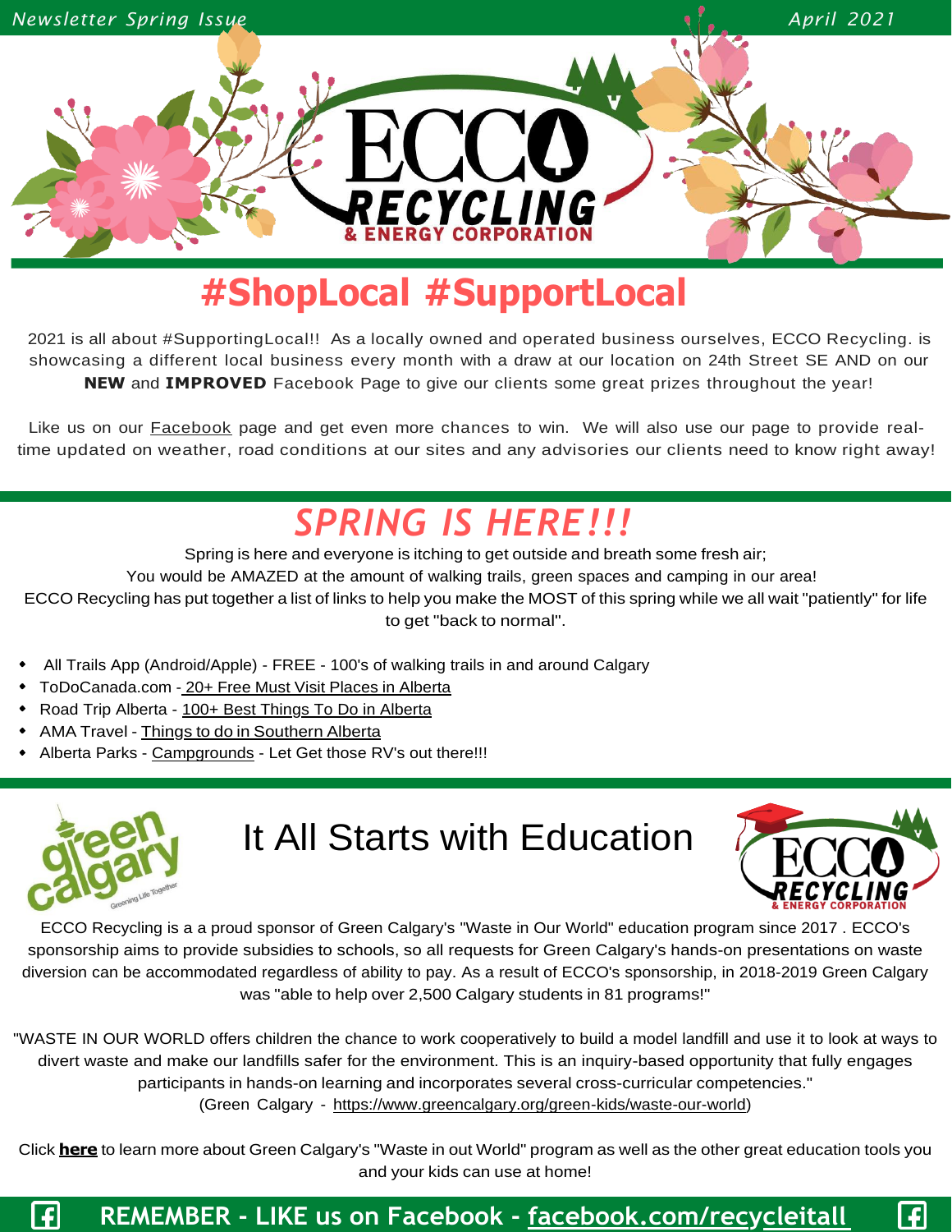Newsletter Spring Issue

April 2021

# ECCO RECYCLING & ENERGY CORPORATION

## #ShopLocal #SupportLocal

2021 is all about #SupportingLocal!! As a locally owned and operated business ourselves, ECCO Recycling. is showcasing a different local business every month with a draw at our location on 24th Street SE AND on our **NEW** and **IMPROVED** Facebook Page to give our clients some great prizes throughout the year!

Like us on our Facebook page and get even more chances to win. We will also use our page to provide real-time updated on weather, road conditions at our sites and any advisories our clients need to know right away!

## *SPRING IS HERE!!!*

Spring is here and everyone is itching to get outside and breath some fresh air;
You would be AMAZED at the amount of walking trails, green spaces and camping in our area!
ECCO Recycling has put together a list of links to help you make the MOST of this spring while we all wait "patiently" for life to get "back to normal".

- All Trails App (Android/Apple) - FREE - 100's of walking trails in and around Calgary
- ToDoCanada.com - 20+ Free Must Visit Places in Alberta
- Road Trip Alberta - 100+ Best Things To Do in Alberta
- AMA Travel - Things to do in Southern Alberta
- Alberta Parks - Campgrounds - Let Get those RV's out there!!!

## It All Starts with Education

green calgary — Greening Life Together

ECCO Recycling is a a proud sponsor of Green Calgary's "Waste in Our World" education program since 2017 . ECCO's sponsorship aims to provide subsidies to schools, so all requests for Green Calgary's hands-on presentations on waste diversion can be accommodated regardless of ability to pay. As a result of ECCO's sponsorship, in 2018-2019 Green Calgary was "able to help over 2,500 Calgary students in 81 programs!"

"WASTE IN OUR WORLD offers children the chance to work cooperatively to build a model landfill and use it to look at ways to divert waste and make our landfills safer for the environment. This is an inquiry-based opportunity that fully engages participants in hands-on learning and incorporates several cross-curricular competencies."
(Green Calgary - https://www.greencalgary.org/green-kids/waste-our-world)

Click **here** to learn more about Green Calgary's "Waste in out World" program as well as the other great education tools you and your kids can use at home!

**REMEMBER - LIKE us on Facebook - facebook.com/recycleitall**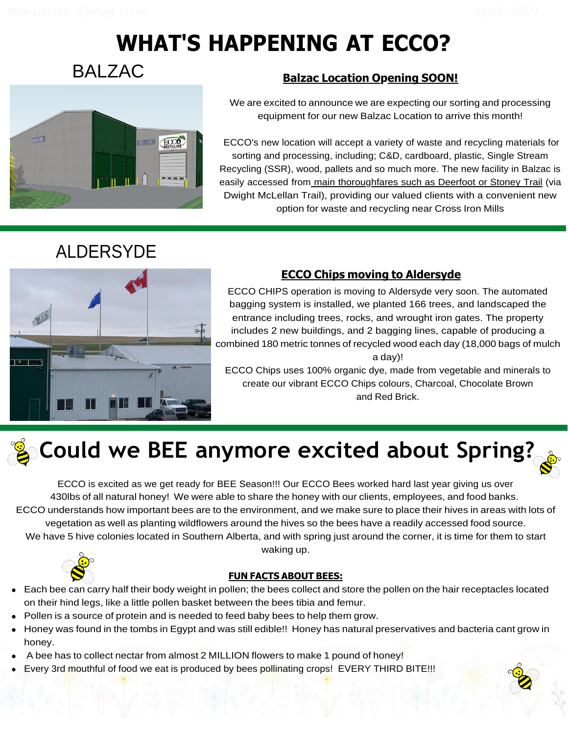# WHAT'S HAPPENING AT ECCO?

## BALZAC

### Balzac Location Opening SOON!

We are excited to announce we are expecting our sorting and processing equipment for our new Balzac Location to arrive this month!

ECCO's new location will accept a variety of waste and recycling materials for sorting and processing, including; C&D, cardboard, plastic, Single Stream Recycling (SSR), wood, pallets and so much more. The new facility in Balzac is easily accessed from main thoroughfares such as Deerfoot or Stoney Trail (via Dwight McLellan Trail), providing our valued clients with a convenient new option for waste and recycling near Cross Iron Mills

## ALDERSYDE

### ECCO Chips moving to Aldersyde

ECCO CHIPS operation is moving to Aldersyde very soon. The automated bagging system is installed, we planted 166 trees, and landscaped the entrance including trees, rocks, and wrought iron gates. The property includes 2 new buildings, and 2 bagging lines, capable of producing a combined 180 metric tonnes of recycled wood each day (18,000 bags of mulch a day)!

ECCO Chips uses 100% organic dye, made from vegetable and minerals to create our vibrant ECCO Chips colours, Charcoal, Chocolate Brown and Red Brick.

# Could we BEE anymore excited about Spring?

ECCO is excited as we get ready for BEE Season!!! Our ECCO Bees worked hard last year giving us over 430lbs of all natural honey! We were able to share the honey with our clients, employees, and food banks. ECCO understands how important bees are to the environment, and we make sure to place their hives in areas with lots of vegetation as well as planting wildflowers around the hives so the bees have a readily accessed food source. We have 5 hive colonies located in Southern Alberta, and with spring just around the corner, it is time for them to start waking up.

### FUN FACTS ABOUT BEES:

- Each bee can carry half their body weight in pollen; the bees collect and store the pollen on the hair receptacles located on their hind legs, like a little pollen basket between the bees tibia and femur.
- Pollen is a source of protein and is needed to feed baby bees to help them grow.
- Honey was found in the tombs in Egypt and was still edible!! Honey has natural preservatives and bacteria cant grow in honey.
- A bee has to collect nectar from almost 2 MILLION flowers to make 1 pound of honey!
- Every 3rd mouthful of food we eat is produced by bees pollinating crops! EVERY THIRD BITE!!!